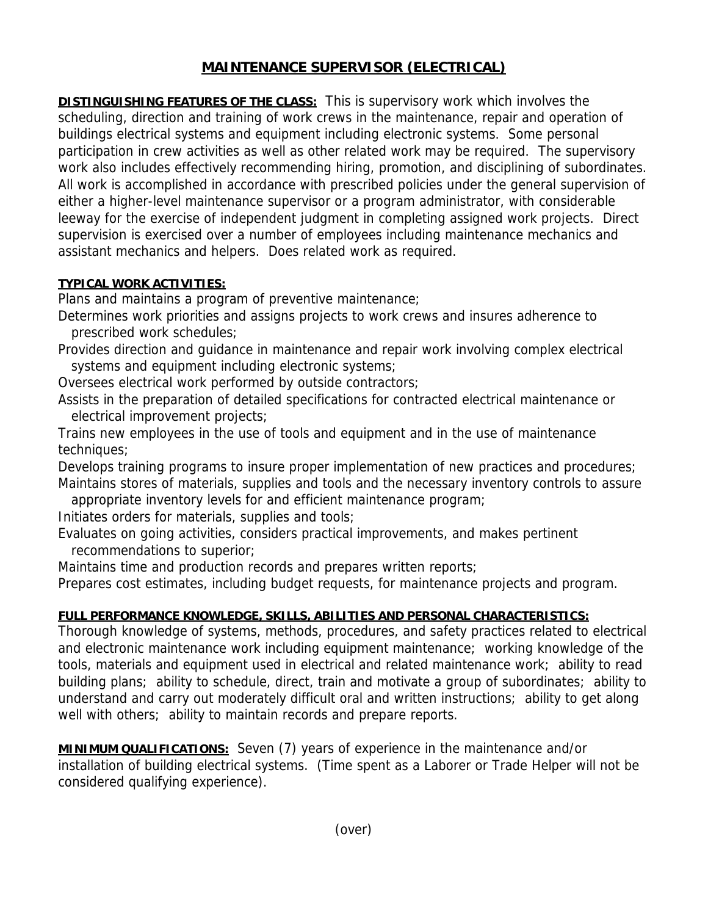# MAINTENANCE SUPERVISOR (ELECTRICAL)

**DISTINGUISHING FEATURES OF THE CLASS:** This is supervisory work which involves the scheduling, direction and training of work crews in the maintenance, repair and operation of buildings electrical systems and equipment including electronic systems. Some personal participation in crew activities as well as other related work may be required. The supervisory work also includes effectively recommending hiring, promotion, and disciplining of subordinates. All work is accomplished in accordance with prescribed policies under the general supervision of either a higher-level maintenance supervisor or a program administrator, with considerable leeway for the exercise of independent judgment in completing assigned work projects. Direct supervision is exercised over a number of employees including maintenance mechanics and assistant mechanics and helpers. Does related work as required.

**TYPICAL WORK ACTIVITIES:**

Plans and maintains a program of preventive maintenance;

Determines work priorities and assigns projects to work crews and insures adherence to prescribed work schedules;

Provides direction and guidance in maintenance and repair work involving complex electrical systems and equipment including electronic systems;

Oversees electrical work performed by outside contractors;

Assists in the preparation of detailed specifications for contracted electrical maintenance or electrical improvement projects;

Trains new employees in the use of tools and equipment and in the use of maintenance techniques;

Develops training programs to insure proper implementation of new practices and procedures;

Maintains stores of materials, supplies and tools and the necessary inventory controls to assure appropriate inventory levels for and efficient maintenance program;

Initiates orders for materials, supplies and tools;

Evaluates on going activities, considers practical improvements, and makes pertinent recommendations to superior;

Maintains time and production records and prepares written reports;

Prepares cost estimates, including budget requests, for maintenance projects and program.

**FULL PERFORMANCE KNOWLEDGE, SKILLS, ABILITIES AND PERSONAL CHARACTERISTICS:**
Thorough knowledge of systems, methods, procedures, and safety practices related to electrical and electronic maintenance work including equipment maintenance; working knowledge of the tools, materials and equipment used in electrical and related maintenance work; ability to read building plans; ability to schedule, direct, train and motivate a group of subordinates; ability to understand and carry out moderately difficult oral and written instructions; ability to get along well with others; ability to maintain records and prepare reports.

**MINIMUM QUALIFICATIONS:** Seven (7) years of experience in the maintenance and/or installation of building electrical systems. (Time spent as a Laborer or Trade Helper will not be considered qualifying experience).

(over)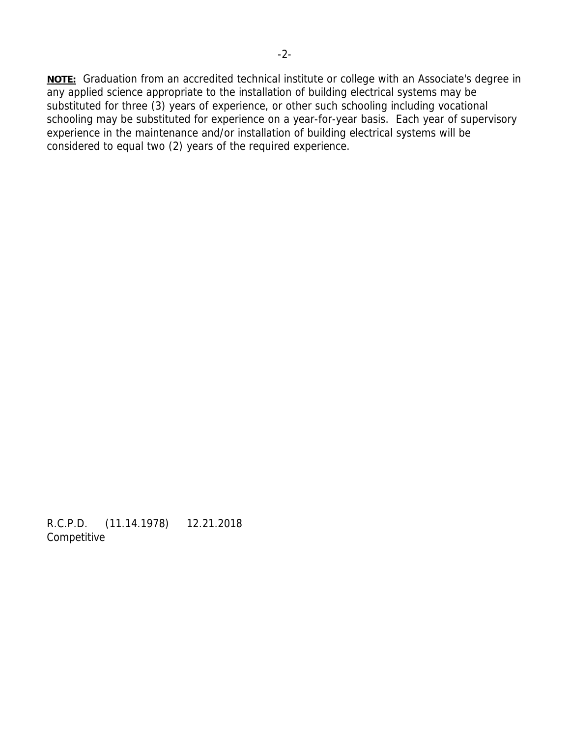**NOTE:** Graduation from an accredited technical institute or college with an Associate's degree in any applied science appropriate to the installation of building electrical systems may be substituted for three (3) years of experience, or other such schooling including vocational schooling may be substituted for experience on a year-for-year basis. Each year of supervisory experience in the maintenance and/or installation of building electrical systems will be considered to equal two (2) years of the required experience.

R.C.P.D. (11.14.1978) 12.21.2018
Competitive